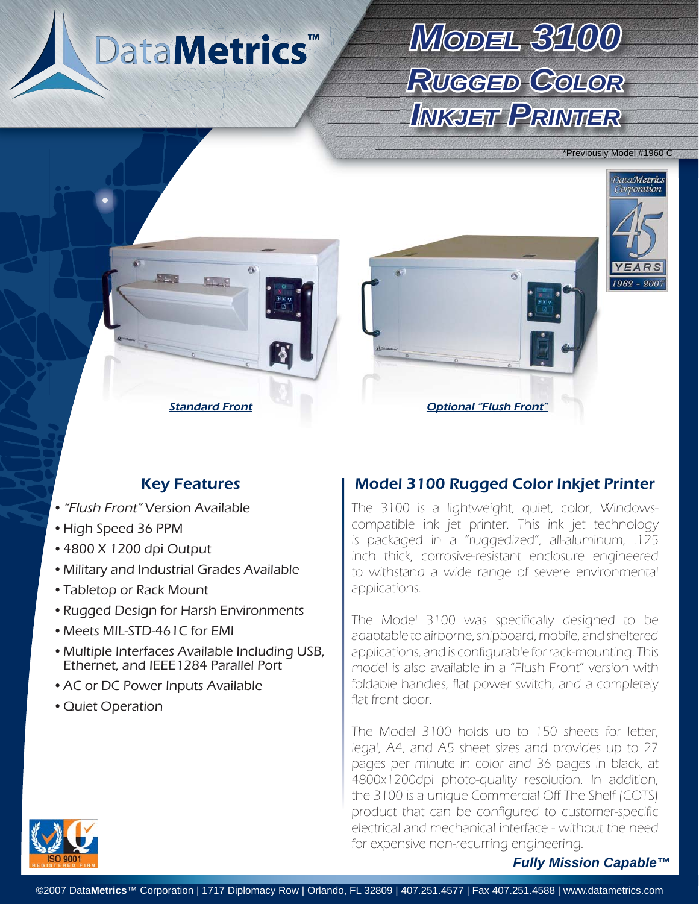DataMetrics™

# Model 3100 Rugged Color Inkjet Printer

*Previously Model #1960 C

DataMetrics Corporation 45 YEARS 1962 - 2007

*Standard Front*

*Optional "Flush Front"*

## Key Features

- *"Flush Front"* Version Available
- High Speed 36 PPM
- 4800 X 1200 dpi Output
- Military and Industrial Grades Available
- Tabletop or Rack Mount
- Rugged Design for Harsh Environments
- Meets MIL-STD-461C for EMI
- Multiple Interfaces Available Including USB, Ethernet, and IEEE1284 Parallel Port
- AC or DC Power Inputs Available
- Quiet Operation

## Model 3100 Rugged Color Inkjet Printer

The 3100 is a lightweight, quiet, color, Windows-compatible ink jet printer. This ink jet technology is packaged in a "ruggedized", all-aluminum, .125 inch thick, corrosive-resistant enclosure engineered to withstand a wide range of severe environmental applications.

The Model 3100 was specifically designed to be adaptable to airborne, shipboard, mobile, and sheltered applications, and is configurable for rack-mounting. This model is also available in a "Flush Front" version with foldable handles, flat power switch, and a completely flat front door.

The Model 3100 holds up to 150 sheets for letter, legal, A4, and A5 sheet sizes and provides up to 27 pages per minute in color and 36 pages in black, at 4800x1200dpi photo-quality resolution. In addition, the 3100 is a unique Commercial Off The Shelf (COTS) product that can be configured to customer-specific electrical and mechanical interface - without the need for expensive non-recurring engineering.

ISO 9001 REGISTERED FIRM

***Fully Mission Capable™***

©2007 Data**Metrics**™ Corporation | 1717 Diplomacy Row | Orlando, FL 32809 | 407.251.4577 | Fax 407.251.4588 | www.datametrics.com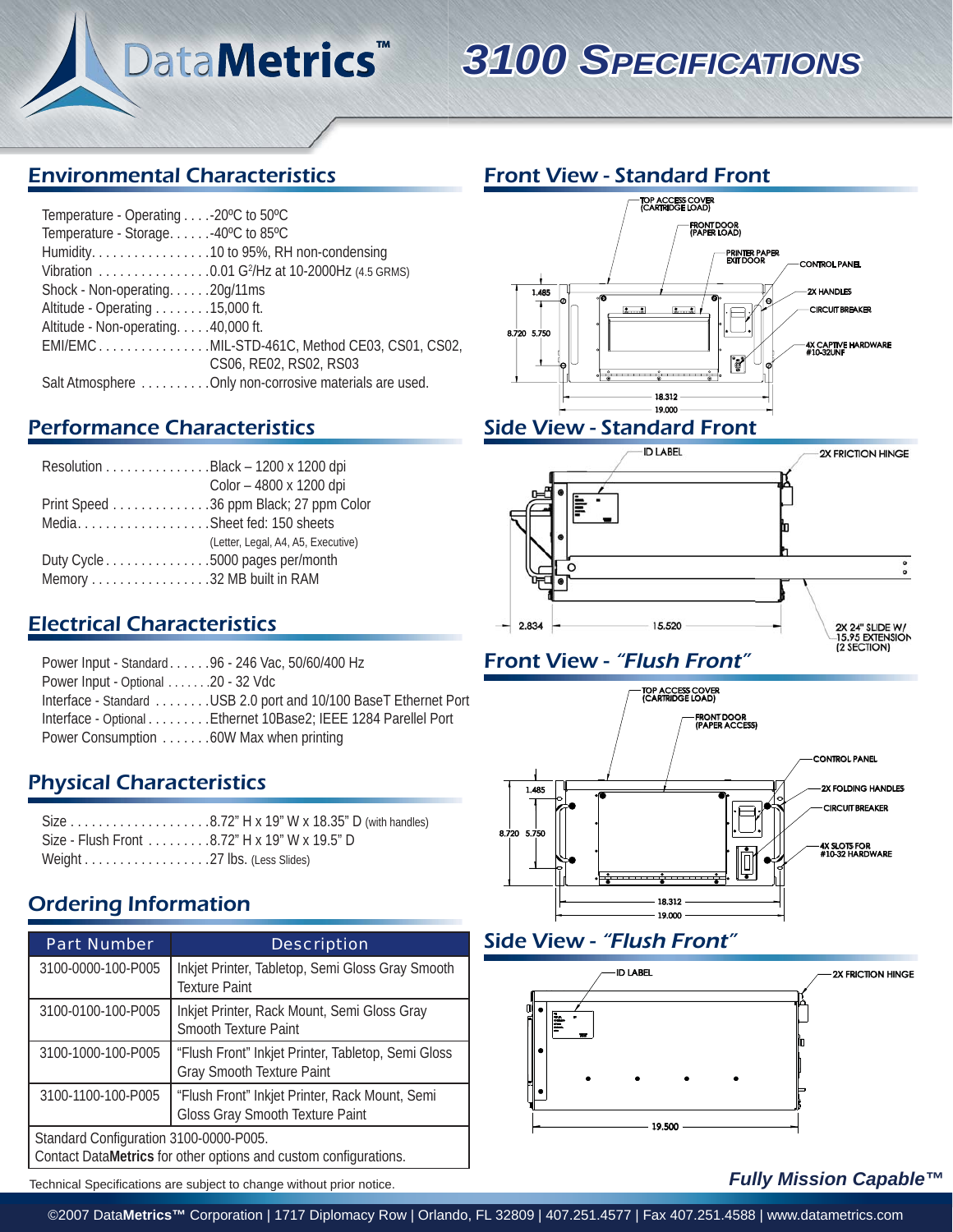# DataMetrics™ 3100 SPECIFICATIONS

## Environmental Characteristics

Temperature - Operating . . . .-20ºC to 50ºC
Temperature - Storage. . . . . .-40ºC to 85ºC
Humidity. . . . . . . . . . . . . . . . .10 to 95%, RH non-condensing
Vibration . . . . . . . . . . . . . . . .0.01 $G^2$/Hz at 10-2000Hz (4.5 GRMS)
Shock - Non-operating. . . . . .20g/11ms
Altitude - Operating . . . . . . . .15,000 ft.
Altitude - Non-operating. . . . .40,000 ft.
EMI/EMC. . . . . . . . . . . . . . . .MIL-STD-461C, Method CE03, CS01, CS02, CS06, RE02, RS02, RS03
Salt Atmosphere . . . . . . . . . .Only non-corrosive materials are used.

## Performance Characteristics

Resolution . . . . . . . . . . . . . . .Black – 1200 x 1200 dpi
Color – 4800 x 1200 dpi
Print Speed . . . . . . . . . . . . . .36 ppm Black; 27 ppm Color
Media. . . . . . . . . . . . . . . . . . .Sheet fed: 150 sheets
(Letter, Legal, A4, A5, Executive)
Duty Cycle . . . . . . . . . . . . . . .5000 pages per/month
Memory . . . . . . . . . . . . . . . . .32 MB built in RAM

## Electrical Characteristics

Power Input - Standard . . . . . .96 - 246 Vac, 50/60/400 Hz
Power Input - Optional . . . . . . .20 - 32 Vdc
Interface - Standard . . . . . . . .USB 2.0 port and 10/100 BaseT Ethernet Port
Interface - Optional . . . . . . . . .Ethernet 10Base2; IEEE 1284 Parellel Port
Power Consumption . . . . . . .60W Max when printing

## Physical Characteristics

Size . . . . . . . . . . . . . . . . . . . .8.72" H x 19" W x 18.35" D (with handles)
Size - Flush Front . . . . . . . . .8.72" H x 19" W x 19.5" D
Weight . . . . . . . . . . . . . . . . . .27 lbs. (Less Slides)

## Ordering Information

| Part Number | Description |
|---|---|
| 3100-0000-100-P005 | Inkjet Printer, Tabletop, Semi Gloss Gray Smooth Texture Paint |
| 3100-0100-100-P005 | Inkjet Printer, Rack Mount, Semi Gloss Gray Smooth Texture Paint |
| 3100-1000-100-P005 | "Flush Front" Inkjet Printer, Tabletop, Semi Gloss Gray Smooth Texture Paint |
| 3100-1100-100-P005 | "Flush Front" Inkjet Printer, Rack Mount, Semi Gloss Gray Smooth Texture Paint |

Standard Configuration 3100-0000-P005.
Contact Data**Metrics** for other options and custom configurations.

## Front View - Standard Front

TOP ACCESS COVER (CARTRIDGE LOAD)
FRONT DOOR (PAPER LOAD)
PRINTER PAPER EXIT DOOR
CONTROL PANEL
2X HANDLES
CIRCUIT BREAKER
4X CAPTIVE HARDWARE #10-32UNF
1.485
8.720 5.750
18.312
19.000

## Side View - Standard Front

ID LABEL
2X FRICTION HINGE
2.834
15.520
2X 24" SLIDE W/ 15.95 EXTENSION (2 SECTION)

## Front View - *"Flush Front"*

TOP ACCESS COVER (CARTRIDGE LOAD)
FRONT DOOR (PAPER ACCESS)
CONTROL PANEL
2X FOLDING HANDLES
CIRCUIT BREAKER
4X SLOTS FOR #10-32 HARDWARE
1.485
8.720 5.750
18.312
19.000

## Side View - *"Flush Front"*

ID LABEL
2X FRICTION HINGE
19.500

Technical Specifications are subject to change without prior notice.

*Fully Mission Capable™*

©2007 Data**Metrics™** Corporation | 1717 Diplomacy Row | Orlando, FL 32809 | 407.251.4577 | Fax 407.251.4588 | www.datametrics.com